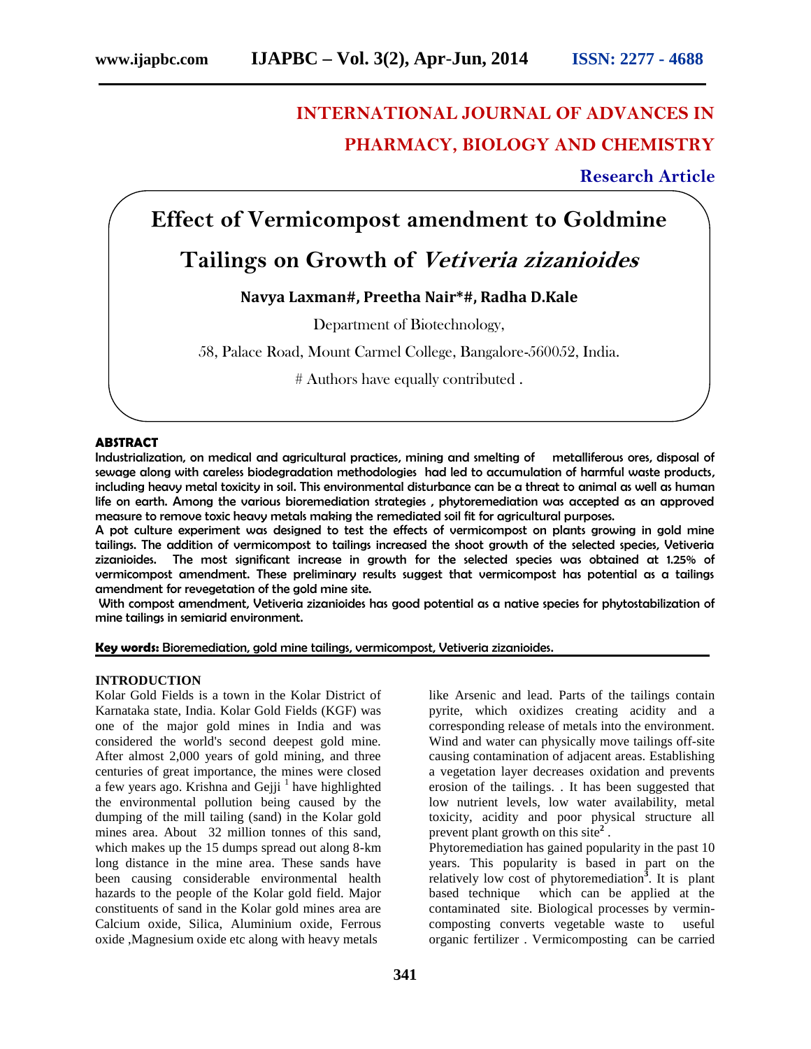# INTERNATIONAL JOURNAL OF ADVANCES IN PHARMACY, BIOLOGY AND CHEMISTRY

**Research Article**

# Effect of Vermicompost amendment to Goldmine Tailings on Growth of *Vetiveria zizanioides*

**Navya Laxman#, Preetha Nair\*#, Radha D.Kale**

Department of Biotechnology,

58, Palace Road, Mount Carmel College, Bangalore-560052, India.

# Authors have equally contributed .

## ABSTRACT

Industrialization, on medical and agricultural practices, mining and smelting of metalliferous ores, disposal of sewage along with careless biodegradation methodologies had led to accumulation of harmful waste products, including heavy metal toxicity in soil. This environmental disturbance can be a threat to animal as well as human life on earth. Among the various bioremediation strategies , phytoremediation was accepted as an approved measure to remove toxic heavy metals making the remediated soil fit for agricultural purposes.

A pot culture experiment was designed to test the effects of vermicompost on plants growing in gold mine tailings. The addition of vermicompost to tailings increased the shoot growth of the selected species, Vetiveria zizanioides. The most significant increase in growth for the selected species was obtained at 1.25% of vermicompost amendment. These preliminary results suggest that vermicompost has potential as a tailings amendment for revegetation of the gold mine site.

With compost amendment, Vetiveria zizanioides has good potential as a native species for phytostabilization of mine tailings in semiarid environment.

**Key words:** Bioremediation, gold mine tailings, vermicompost, Vetiveria zizanioides.

## INTRODUCTION

Kolar Gold Fields is a town in the Kolar District of Karnataka state, India. Kolar Gold Fields (KGF) was one of the major gold mines in India and was considered the world's second deepest gold mine. After almost 2,000 years of gold mining, and three centuries of great importance, the mines were closed a few years ago. Krishna and Gejji [1] have highlighted the environmental pollution being caused by the dumping of the mill tailing (sand) in the Kolar gold mines area. About 32 million tonnes of this sand, which makes up the 15 dumps spread out along 8-km long distance in the mine area. These sands have been causing considerable environmental health hazards to the people of the Kolar gold field. Major constituents of sand in the Kolar gold mines area are Calcium oxide, Silica, Aluminium oxide, Ferrous oxide ,Magnesium oxide etc along with heavy metals like Arsenic and lead. Parts of the tailings contain pyrite, which oxidizes creating acidity and a corresponding release of metals into the environment. Wind and water can physically move tailings off-site causing contamination of adjacent areas. Establishing a vegetation layer decreases oxidation and prevents erosion of the tailings. . It has been suggested that low nutrient levels, low water availability, metal toxicity, acidity and poor physical structure all prevent plant growth on this site[2] .

Phytoremediation has gained popularity in the past 10 years. This popularity is based in part on the relatively low cost of phytoremediation[3]. It is plant based technique which can be applied at the contaminated site. Biological processes by vermin-composting converts vegetable waste to useful organic fertilizer . Vermicomposting can be carried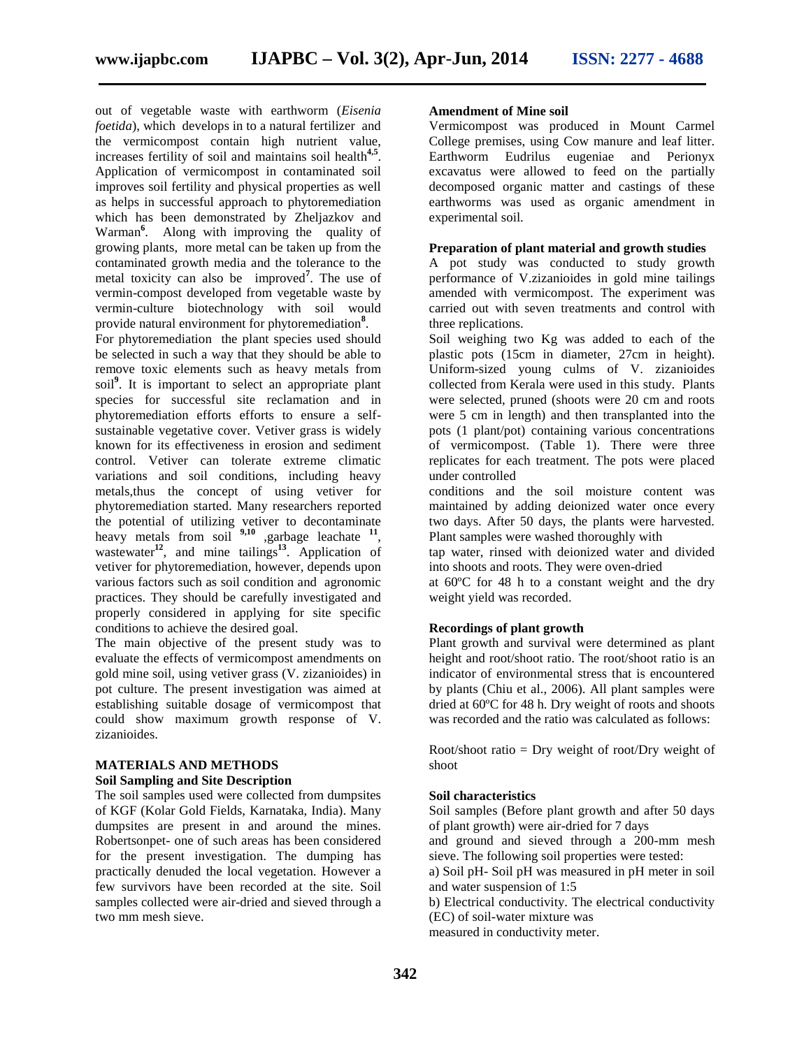out of vegetable waste with earthworm (*Eisenia foetida*), which develops in to a natural fertilizer and the vermicompost contain high nutrient value, increases fertility of soil and maintains soil health[4,5]. Application of vermicompost in contaminated soil improves soil fertility and physical properties as well as helps in successful approach to phytoremediation which has been demonstrated by Zheljazkov and Warman[6]. Along with improving the quality of growing plants, more metal can be taken up from the contaminated growth media and the tolerance to the metal toxicity can also be improved[7]. The use of vermin-compost developed from vegetable waste by vermin-culture biotechnology with soil would provide natural environment for phytoremediation[8].

For phytoremediation the plant species used should be selected in such a way that they should be able to remove toxic elements such as heavy metals from soil[9]. It is important to select an appropriate plant species for successful site reclamation and in phytoremediation efforts efforts to ensure a self-sustainable vegetative cover. Vetiver grass is widely known for its effectiveness in erosion and sediment control. Vetiver can tolerate extreme climatic variations and soil conditions, including heavy metals,thus the concept of using vetiver for phytoremediation started. Many researchers reported the potential of utilizing vetiver to decontaminate heavy metals from soil [9,10] ,garbage leachate [11], wastewater[12], and mine tailings[13]. Application of vetiver for phytoremediation, however, depends upon various factors such as soil condition and agronomic practices. They should be carefully investigated and properly considered in applying for site specific conditions to achieve the desired goal.

The main objective of the present study was to evaluate the effects of vermicompost amendments on gold mine soil, using vetiver grass (V. zizanioides) in pot culture. The present investigation was aimed at establishing suitable dosage of vermicompost that could show maximum growth response of V. zizanioides.

## MATERIALS AND METHODS

### Soil Sampling and Site Description

The soil samples used were collected from dumpsites of KGF (Kolar Gold Fields, Karnataka, India). Many dumpsites are present in and around the mines. Robertsonpet- one of such areas has been considered for the present investigation. The dumping has practically denuded the local vegetation. However a few survivors have been recorded at the site. Soil samples collected were air-dried and sieved through a two mm mesh sieve.

### Amendment of Mine soil

Vermicompost was produced in Mount Carmel College premises, using Cow manure and leaf litter. Earthworm Eudrilus eugeniae and Perionyx excavatus were allowed to feed on the partially decomposed organic matter and castings of these earthworms was used as organic amendment in experimental soil.

### Preparation of plant material and growth studies

A pot study was conducted to study growth performance of V.zizanioides in gold mine tailings amended with vermicompost. The experiment was carried out with seven treatments and control with three replications.

Soil weighing two Kg was added to each of the plastic pots (15cm in diameter, 27cm in height). Uniform-sized young culms of V. zizanioides collected from Kerala were used in this study. Plants were selected, pruned (shoots were 20 cm and roots were 5 cm in length) and then transplanted into the pots (1 plant/pot) containing various concentrations of vermicompost. (Table 1). There were three replicates for each treatment. The pots were placed under controlled

conditions and the soil moisture content was maintained by adding deionized water once every two days. After 50 days, the plants were harvested. Plant samples were washed thoroughly with

tap water, rinsed with deionized water and divided into shoots and roots. They were oven-dried

at 60ºC for 48 h to a constant weight and the dry weight yield was recorded.

### Recordings of plant growth

Plant growth and survival were determined as plant height and root/shoot ratio. The root/shoot ratio is an indicator of environmental stress that is encountered by plants (Chiu et al., 2006). All plant samples were dried at 60ºC for 48 h. Dry weight of roots and shoots was recorded and the ratio was calculated as follows:

Root/shoot ratio = Dry weight of root/Dry weight of shoot

### Soil characteristics

Soil samples (Before plant growth and after 50 days of plant growth) were air-dried for 7 days

and ground and sieved through a 200-mm mesh sieve. The following soil properties were tested:

a) Soil pH- Soil pH was measured in pH meter in soil and water suspension of 1:5

b) Electrical conductivity. The electrical conductivity (EC) of soil-water mixture was

measured in conductivity meter.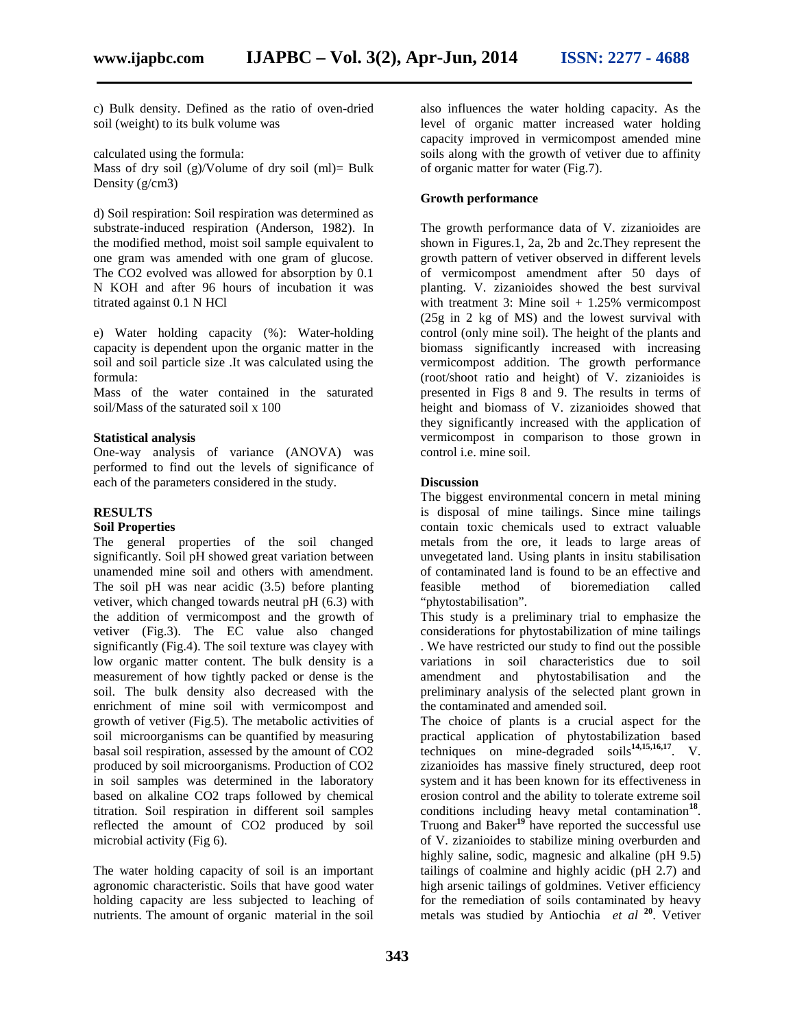c) Bulk density. Defined as the ratio of oven-dried soil (weight) to its bulk volume was

calculated using the formula:
Mass of dry soil (g)/Volume of dry soil (ml)= Bulk Density (g/cm3)

d) Soil respiration: Soil respiration was determined as substrate-induced respiration (Anderson, 1982). In the modified method, moist soil sample equivalent to one gram was amended with one gram of glucose. The $CO_2$ evolved was allowed for absorption by 0.1 N KOH and after 96 hours of incubation it was titrated against 0.1 N HCl

e) Water holding capacity (%): Water-holding capacity is dependent upon the organic matter in the soil and soil particle size .It was calculated using the formula:
Mass of the water contained in the saturated soil/Mass of the saturated soil x 100

**Statistical analysis**
One-way analysis of variance (ANOVA) was performed to find out the levels of significance of each of the parameters considered in the study.

## RESULTS

**Soil Properties**
The general properties of the soil changed significantly. Soil pH showed great variation between unamended mine soil and others with amendment. The soil pH was near acidic (3.5) before planting vetiver, which changed towards neutral pH (6.3) with the addition of vermicompost and the growth of vetiver (Fig.3). The EC value also changed significantly (Fig.4). The soil texture was clayey with low organic matter content. The bulk density is a measurement of how tightly packed or dense is the soil. The bulk density also decreased with the enrichment of mine soil with vermicompost and growth of vetiver (Fig.5). The metabolic activities of soil microorganisms can be quantified by measuring basal soil respiration, assessed by the amount of $CO_2$ produced by soil microorganisms. Production of $CO_2$ in soil samples was determined in the laboratory based on alkaline $CO_2$ traps followed by chemical titration. Soil respiration in different soil samples reflected the amount of $CO_2$ produced by soil microbial activity (Fig 6).

The water holding capacity of soil is an important agronomic characteristic. Soils that have good water holding capacity are less subjected to leaching of nutrients. The amount of organic material in the soil also influences the water holding capacity. As the level of organic matter increased water holding capacity improved in vermicompost amended mine soils along with the growth of vetiver due to affinity of organic matter for water (Fig.7).

**Growth performance**

The growth performance data of V. zizanioides are shown in Figures.1, 2a, 2b and 2c.They represent the growth pattern of vetiver observed in different levels of vermicompost amendment after 50 days of planting. V. zizanioides showed the best survival with treatment 3: Mine soil + 1.25% vermicompost (25g in 2 kg of MS) and the lowest survival with control (only mine soil). The height of the plants and biomass significantly increased with increasing vermicompost addition. The growth performance (root/shoot ratio and height) of V. zizanioides is presented in Figs 8 and 9. The results in terms of height and biomass of V. zizanioides showed that they significantly increased with the application of vermicompost in comparison to those grown in control i.e. mine soil.

**Discussion**
The biggest environmental concern in metal mining is disposal of mine tailings. Since mine tailings contain toxic chemicals used to extract valuable metals from the ore, it leads to large areas of unvegetated land. Using plants in insitu stabilisation of contaminated land is found to be an effective and feasible method of bioremediation called "phytostabilisation".

This study is a preliminary trial to emphasize the considerations for phytostabilization of mine tailings . We have restricted our study to find out the possible variations in soil characteristics due to soil amendment and phytostabilisation and the preliminary analysis of the selected plant grown in the contaminated and amended soil.

The choice of plants is a crucial aspect for the practical application of phytostabilization based techniques on mine-degraded soils[14,15,16,17]. V. zizanioides has massive finely structured, deep root system and it has been known for its effectiveness in erosion control and the ability to tolerate extreme soil conditions including heavy metal contamination[18]. Truong and Baker[19] have reported the successful use of V. zizanioides to stabilize mining overburden and highly saline, sodic, magnesic and alkaline (pH 9.5) tailings of coalmine and highly acidic (pH 2.7) and high arsenic tailings of goldmines. Vetiver efficiency for the remediation of soils contaminated by heavy metals was studied by Antiochia *et al*[20]. Vetiver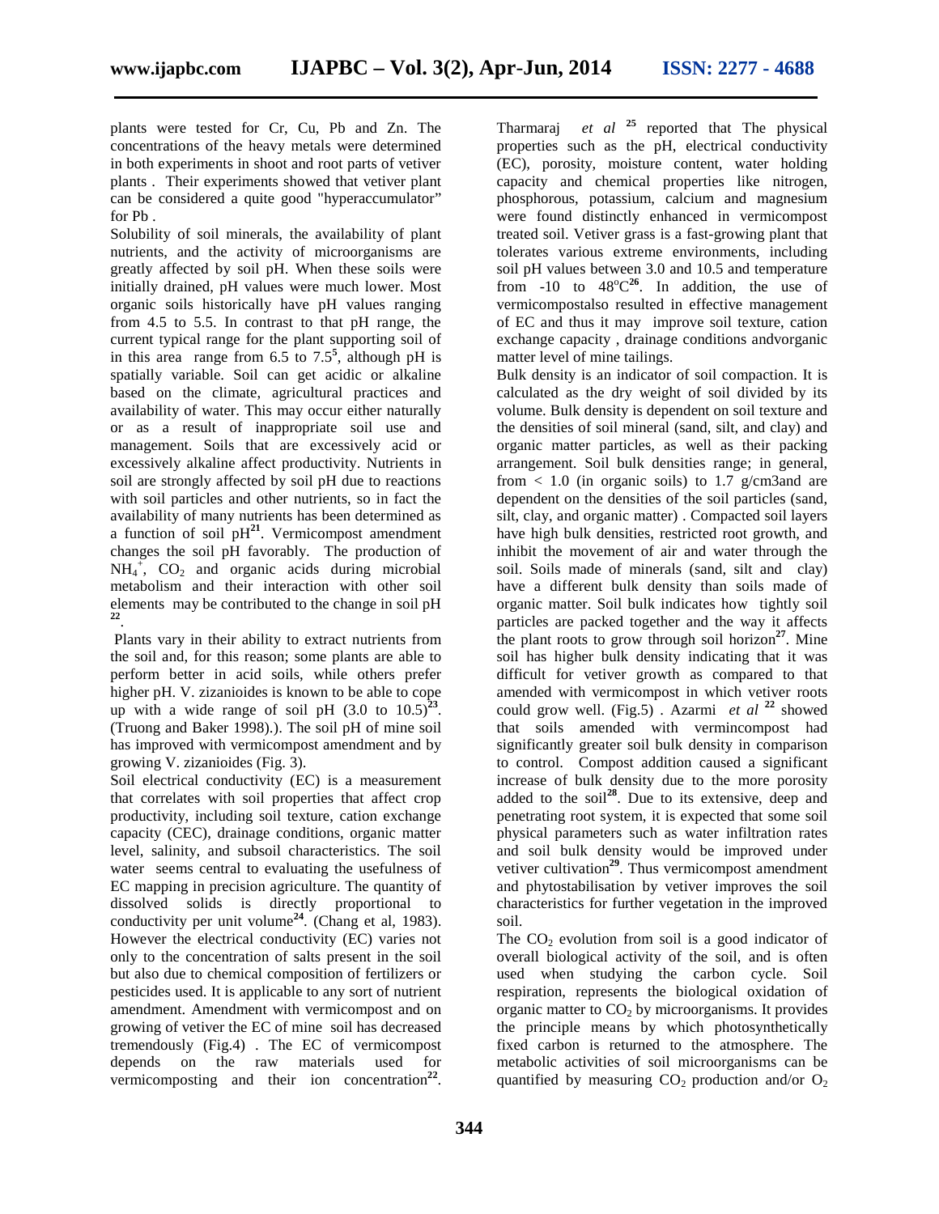plants were tested for Cr, Cu, Pb and Zn. The concentrations of the heavy metals were determined in both experiments in shoot and root parts of vetiver plants . Their experiments showed that vetiver plant can be considered a quite good "hyperaccumulator" for Pb .

Solubility of soil minerals, the availability of plant nutrients, and the activity of microorganisms are greatly affected by soil pH. When these soils were initially drained, pH values were much lower. Most organic soils historically have pH values ranging from 4.5 to 5.5. In contrast to that pH range, the current typical range for the plant supporting soil of in this area range from 6.5 to 7.5[5], although pH is spatially variable. Soil can get acidic or alkaline based on the climate, agricultural practices and availability of water. This may occur either naturally or as a result of inappropriate soil use and management. Soils that are excessively acid or excessively alkaline affect productivity. Nutrients in soil are strongly affected by soil pH due to reactions with soil particles and other nutrients, so in fact the availability of many nutrients has been determined as a function of soil pH[21]. Vermicompost amendment changes the soil pH favorably. The production of $NH_4^+$, $CO_2$ and organic acids during microbial metabolism and their interaction with other soil elements may be contributed to the change in soil pH [22].

Plants vary in their ability to extract nutrients from the soil and, for this reason; some plants are able to perform better in acid soils, while others prefer higher pH. V. zizanioides is known to be able to cope up with a wide range of soil pH (3.0 to 10.5)[23]. (Truong and Baker 1998).). The soil pH of mine soil has improved with vermicompost amendment and by growing V. zizanioides (Fig. 3).

Soil electrical conductivity (EC) is a measurement that correlates with soil properties that affect crop productivity, including soil texture, cation exchange capacity (CEC), drainage conditions, organic matter level, salinity, and subsoil characteristics. The soil water seems central to evaluating the usefulness of EC mapping in precision agriculture. The quantity of dissolved solids is directly proportional to conductivity per unit volume[24]. (Chang et al, 1983). However the electrical conductivity (EC) varies not only to the concentration of salts present in the soil but also due to chemical composition of fertilizers or pesticides used. It is applicable to any sort of nutrient amendment. Amendment with vermicompost and on growing of vetiver the EC of mine soil has decreased tremendously (Fig.4) . The EC of vermicompost depends on the raw materials used for vermicomposting and their ion concentration[22]. Tharmaraj *et al* [25] reported that The physical properties such as the pH, electrical conductivity (EC), porosity, moisture content, water holding capacity and chemical properties like nitrogen, phosphorous, potassium, calcium and magnesium were found distinctly enhanced in vermicompost treated soil. Vetiver grass is a fast-growing plant that tolerates various extreme environments, including soil pH values between 3.0 and 10.5 and temperature from -10 to 48°C[26]. In addition, the use of vermicompostalso resulted in effective management of EC and thus it may improve soil texture, cation exchange capacity , drainage conditions andvorganic matter level of mine tailings.

Bulk density is an indicator of soil compaction. It is calculated as the dry weight of soil divided by its volume. Bulk density is dependent on soil texture and the densities of soil mineral (sand, silt, and clay) and organic matter particles, as well as their packing arrangement. Soil bulk densities range; in general, from < 1.0 (in organic soils) to 1.7 g/cm3and are dependent on the densities of the soil particles (sand, silt, clay, and organic matter) . Compacted soil layers have high bulk densities, restricted root growth, and inhibit the movement of air and water through the soil. Soils made of minerals (sand, silt and clay) have a different bulk density than soils made of organic matter. Soil bulk indicates how tightly soil particles are packed together and the way it affects the plant roots to grow through soil horizon[27]. Mine soil has higher bulk density indicating that it was difficult for vetiver growth as compared to that amended with vermicompost in which vetiver roots could grow well. (Fig.5) . Azarmi *et al* [22] showed that soils amended with vermincompost had significantly greater soil bulk density in comparison to control. Compost addition caused a significant increase of bulk density due to the more porosity added to the soil[28]. Due to its extensive, deep and penetrating root system, it is expected that some soil physical parameters such as water infiltration rates and soil bulk density would be improved under vetiver cultivation[29]. Thus vermicompost amendment and phytostabilisation by vetiver improves the soil characteristics for further vegetation in the improved soil.

The $CO_2$ evolution from soil is a good indicator of overall biological activity of the soil, and is often used when studying the carbon cycle. Soil respiration, represents the biological oxidation of organic matter to $CO_2$ by microorganisms. It provides the principle means by which photosynthetically fixed carbon is returned to the atmosphere. The metabolic activities of soil microorganisms can be quantified by measuring $CO_2$ production and/or $O_2$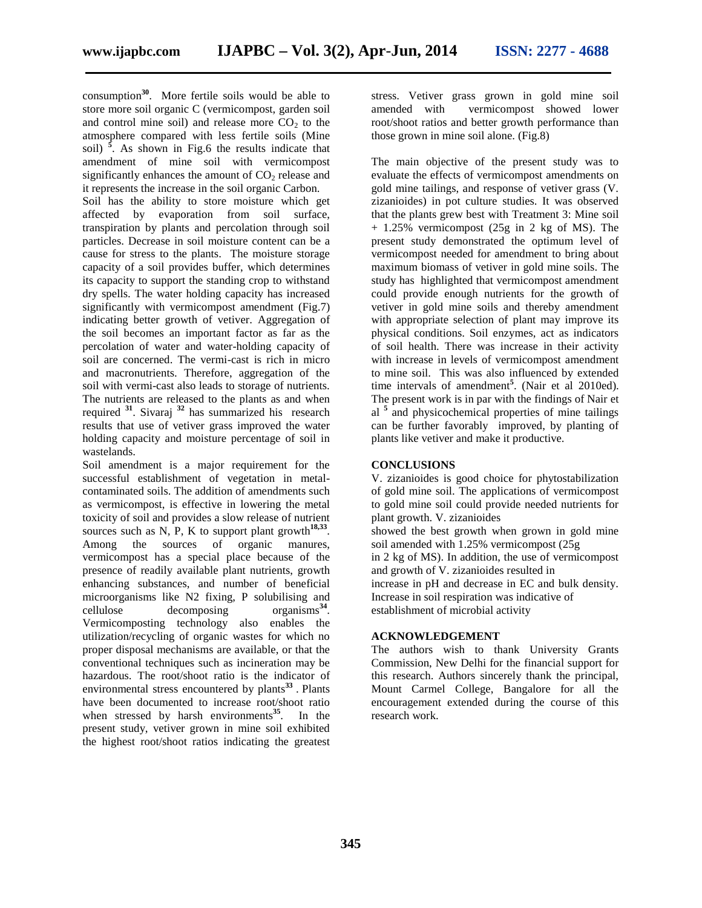consumption[30]. More fertile soils would be able to store more soil organic C (vermicompost, garden soil and control mine soil) and release more $CO_2$ to the atmosphere compared with less fertile soils (Mine soil) [5]. As shown in Fig.6 the results indicate that amendment of mine soil with vermicompost significantly enhances the amount of $CO_2$ release and it represents the increase in the soil organic Carbon.

Soil has the ability to store moisture which get affected by evaporation from soil surface, transpiration by plants and percolation through soil particles. Decrease in soil moisture content can be a cause for stress to the plants. The moisture storage capacity of a soil provides buffer, which determines its capacity to support the standing crop to withstand dry spells. The water holding capacity has increased significantly with vermicompost amendment (Fig.7) indicating better growth of vetiver. Aggregation of the soil becomes an important factor as far as the percolation of water and water-holding capacity of soil are concerned. The vermi-cast is rich in micro and macronutrients. Therefore, aggregation of the soil with vermi-cast also leads to storage of nutrients. The nutrients are released to the plants as and when required [31]. Sivaraj [32] has summarized his research results that use of vetiver grass improved the water holding capacity and moisture percentage of soil in wastelands.

Soil amendment is a major requirement for the successful establishment of vegetation in metal-contaminated soils. The addition of amendments such as vermicompost, is effective in lowering the metal toxicity of soil and provides a slow release of nutrient sources such as N, P, K to support plant growth[18,33]. Among the sources of organic manures, vermicompost has a special place because of the presence of readily available plant nutrients, growth enhancing substances, and number of beneficial microorganisms like N2 fixing, P solubilising and cellulose decomposing organisms[34]. Vermicomposting technology also enables the utilization/recycling of organic wastes for which no proper disposal mechanisms are available, or that the conventional techniques such as incineration may be hazardous. The root/shoot ratio is the indicator of environmental stress encountered by plants[33]. Plants have been documented to increase root/shoot ratio when stressed by harsh environments[35]. In the present study, vetiver grown in mine soil exhibited the highest root/shoot ratios indicating the greatest stress. Vetiver grass grown in gold mine soil amended with vermicompost showed lower root/shoot ratios and better growth performance than those grown in mine soil alone. (Fig.8)

The main objective of the present study was to evaluate the effects of vermicompost amendments on gold mine tailings, and response of vetiver grass (V. zizanioides) in pot culture studies. It was observed that the plants grew best with Treatment 3: Mine soil + 1.25% vermicompost (25g in 2 kg of MS). The present study demonstrated the optimum level of vermicompost needed for amendment to bring about maximum biomass of vetiver in gold mine soils. The study has highlighted that vermicompost amendment could provide enough nutrients for the growth of vetiver in gold mine soils and thereby amendment with appropriate selection of plant may improve its physical conditions. Soil enzymes, act as indicators of soil health. There was increase in their activity with increase in levels of vermicompost amendment to mine soil. This was also influenced by extended time intervals of amendment[5]. (Nair et al 2010ed). The present work is in par with the findings of Nair et al [5] and physicochemical properties of mine tailings can be further favorably improved, by planting of plants like vetiver and make it productive.

## CONCLUSIONS

V. zizanioides is good choice for phytostabilization of gold mine soil. The applications of vermicompost to gold mine soil could provide needed nutrients for plant growth. V. zizanioides showed the best growth when grown in gold mine soil amended with 1.25% vermicompost (25g in 2 kg of MS). In addition, the use of vermicompost and growth of V. zizanioides resulted in increase in pH and decrease in EC and bulk density. Increase in soil respiration was indicative of establishment of microbial activity

## ACKNOWLEDGEMENT

The authors wish to thank University Grants Commission, New Delhi for the financial support for this research. Authors sincerely thank the principal, Mount Carmel College, Bangalore for all the encouragement extended during the course of this research work.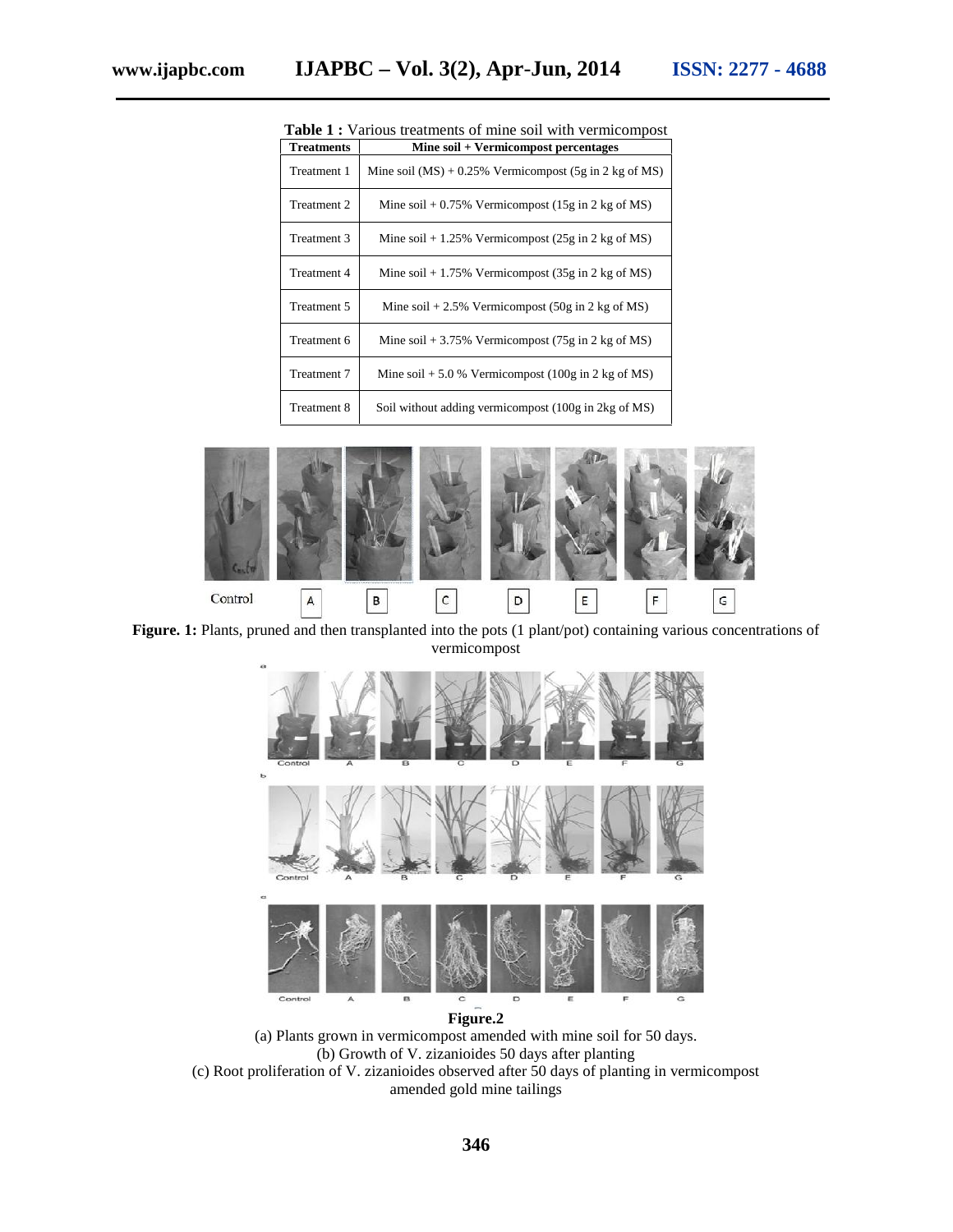**Table 1 :** Various treatments of mine soil with vermicompost

| Treatments | Mine soil + Vermicompost percentages |
|---|---|
| Treatment 1 | Mine soil (MS) + 0.25% Vermicompost (5g in 2 kg of MS) |
| Treatment 2 | Mine soil + 0.75% Vermicompost (15g in 2 kg of MS) |
| Treatment 3 | Mine soil + 1.25% Vermicompost (25g in 2 kg of MS) |
| Treatment 4 | Mine soil + 1.75% Vermicompost (35g in 2 kg of MS) |
| Treatment 5 | Mine soil + 2.5% Vermicompost (50g in 2 kg of MS) |
| Treatment 6 | Mine soil + 3.75% Vermicompost (75g in 2 kg of MS) |
| Treatment 7 | Mine soil + 5.0 % Vermicompost (100g in 2 kg of MS) |
| Treatment 8 | Soil without adding vermicompost (100g in 2kg of MS) |

**Figure. 1:** Plants, pruned and then transplanted into the pots (1 plant/pot) containing various concentrations of vermicompost

**Figure.2**

(a) Plants grown in vermicompost amended with mine soil for 50 days.
(b) Growth of V. zizanioides 50 days after planting
(c) Root proliferation of V. zizanioides observed after 50 days of planting in vermicompost amended gold mine tailings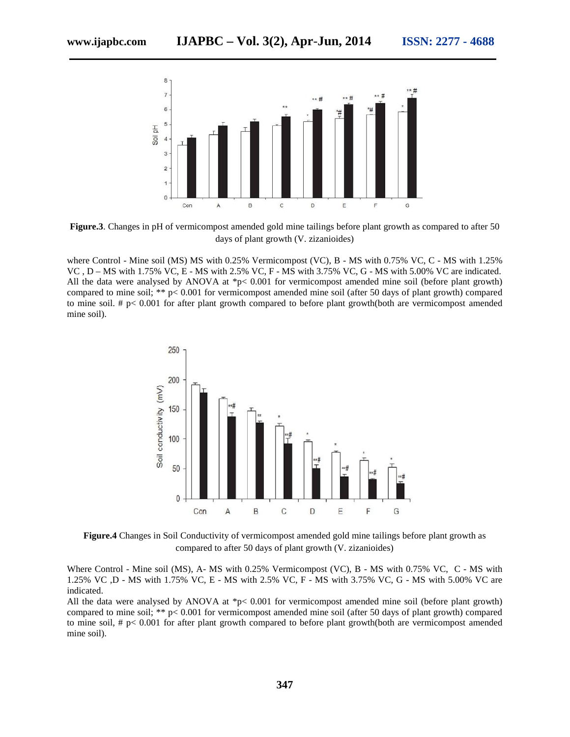**Figure.3**. Changes in pH of vermicompost amended gold mine tailings before plant growth as compared to after 50 days of plant growth (V. zizanioides)

where Control - Mine soil (MS) MS with 0.25% Vermicompost (VC), B - MS with 0.75% VC, C - MS with 1.25% VC , D – MS with 1.75% VC, E - MS with 2.5% VC, F - MS with 3.75% VC, G - MS with 5.00% VC are indicated. All the data were analysed by ANOVA at *p< 0.001 for vermicompost amended mine soil (before plant growth) compared to mine soil; ** p< 0.001 for vermicompost amended mine soil (after 50 days of plant growth) compared to mine soil. # p< 0.001 for after plant growth compared to before plant growth(both are vermicompost amended mine soil).

**Figure.4** Changes in Soil Conductivity of vermicompost amended gold mine tailings before plant growth as compared to after 50 days of plant growth (V. zizanioides)

Where Control - Mine soil (MS), A- MS with 0.25% Vermicompost (VC), B - MS with 0.75% VC, C - MS with 1.25% VC ,D - MS with 1.75% VC, E - MS with 2.5% VC, F - MS with 3.75% VC, G - MS with 5.00% VC are indicated.

All the data were analysed by ANOVA at *p< 0.001 for vermicompost amended mine soil (before plant growth) compared to mine soil; ** p< 0.001 for vermicompost amended mine soil (after 50 days of plant growth) compared to mine soil, # p< 0.001 for after plant growth compared to before plant growth(both are vermicompost amended mine soil).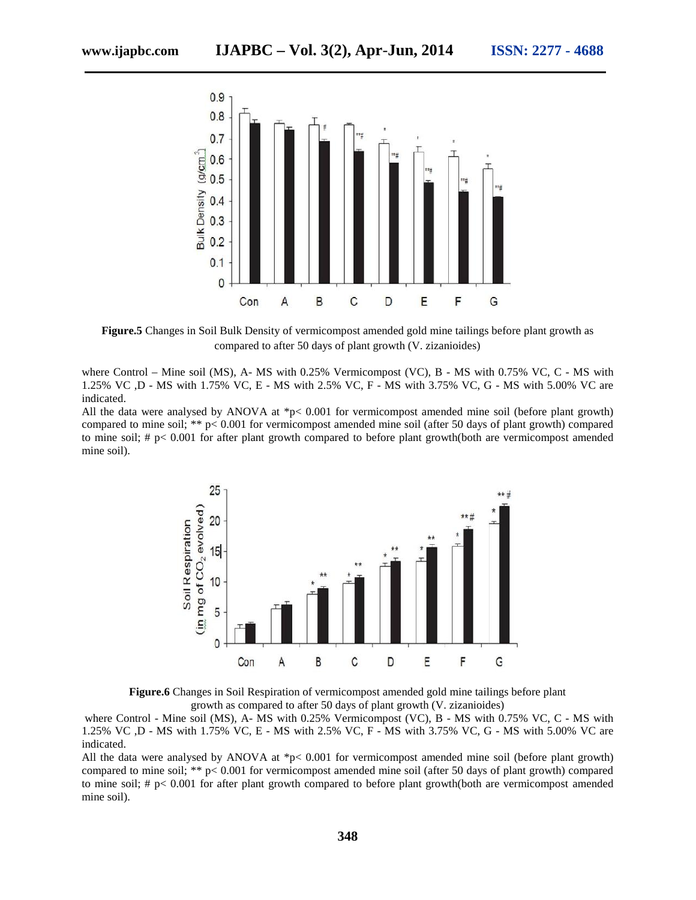**Figure.5** Changes in Soil Bulk Density of vermicompost amended gold mine tailings before plant growth as compared to after 50 days of plant growth (V. zizanioides)

where Control – Mine soil (MS), A- MS with 0.25% Vermicompost (VC), B - MS with 0.75% VC, C - MS with 1.25% VC ,D - MS with 1.75% VC, E - MS with 2.5% VC, F - MS with 3.75% VC, G - MS with 5.00% VC are indicated.

All the data were analysed by ANOVA at *p< 0.001 for vermicompost amended mine soil (before plant growth) compared to mine soil; ** p< 0.001 for vermicompost amended mine soil (after 50 days of plant growth) compared to mine soil; # p< 0.001 for after plant growth compared to before plant growth(both are vermicompost amended mine soil).

**Figure.6** Changes in Soil Respiration of vermicompost amended gold mine tailings before plant growth as compared to after 50 days of plant growth (V. zizanioides)

where Control - Mine soil (MS), A- MS with 0.25% Vermicompost (VC), B - MS with 0.75% VC, C - MS with 1.25% VC ,D - MS with 1.75% VC, E - MS with 2.5% VC, F - MS with 3.75% VC, G - MS with 5.00% VC are indicated.

All the data were analysed by ANOVA at *p< 0.001 for vermicompost amended mine soil (before plant growth) compared to mine soil; ** p< 0.001 for vermicompost amended mine soil (after 50 days of plant growth) compared to mine soil; # p< 0.001 for after plant growth compared to before plant growth(both are vermicompost amended mine soil).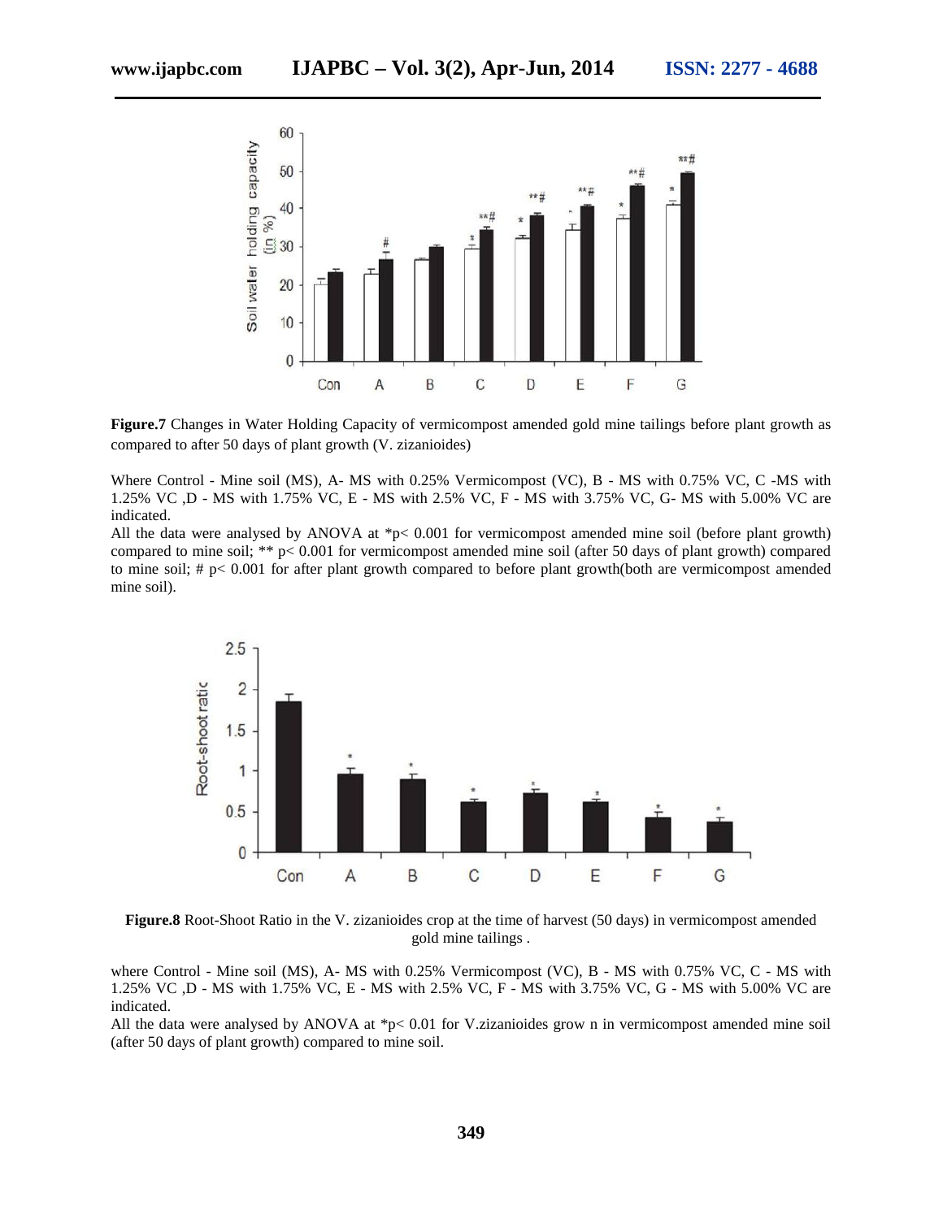**Figure.7** Changes in Water Holding Capacity of vermicompost amended gold mine tailings before plant growth as compared to after 50 days of plant growth (V. zizanioides)

Where Control - Mine soil (MS), A- MS with 0.25% Vermicompost (VC), B - MS with 0.75% VC, C -MS with 1.25% VC ,D - MS with 1.75% VC, E - MS with 2.5% VC, F - MS with 3.75% VC, G- MS with 5.00% VC are indicated.

All the data were analysed by ANOVA at *p< 0.001 for vermicompost amended mine soil (before plant growth) compared to mine soil; ** p< 0.001 for vermicompost amended mine soil (after 50 days of plant growth) compared to mine soil; # p< 0.001 for after plant growth compared to before plant growth(both are vermicompost amended mine soil).

**Figure.8** Root-Shoot Ratio in the V. zizanioides crop at the time of harvest (50 days) in vermicompost amended gold mine tailings .

where Control - Mine soil (MS), A- MS with 0.25% Vermicompost (VC), B - MS with 0.75% VC, C - MS with 1.25% VC ,D - MS with 1.75% VC, E - MS with 2.5% VC, F - MS with 3.75% VC, G - MS with 5.00% VC are indicated.

All the data were analysed by ANOVA at *p< 0.01 for V.zizanioides grow n in vermicompost amended mine soil (after 50 days of plant growth) compared to mine soil.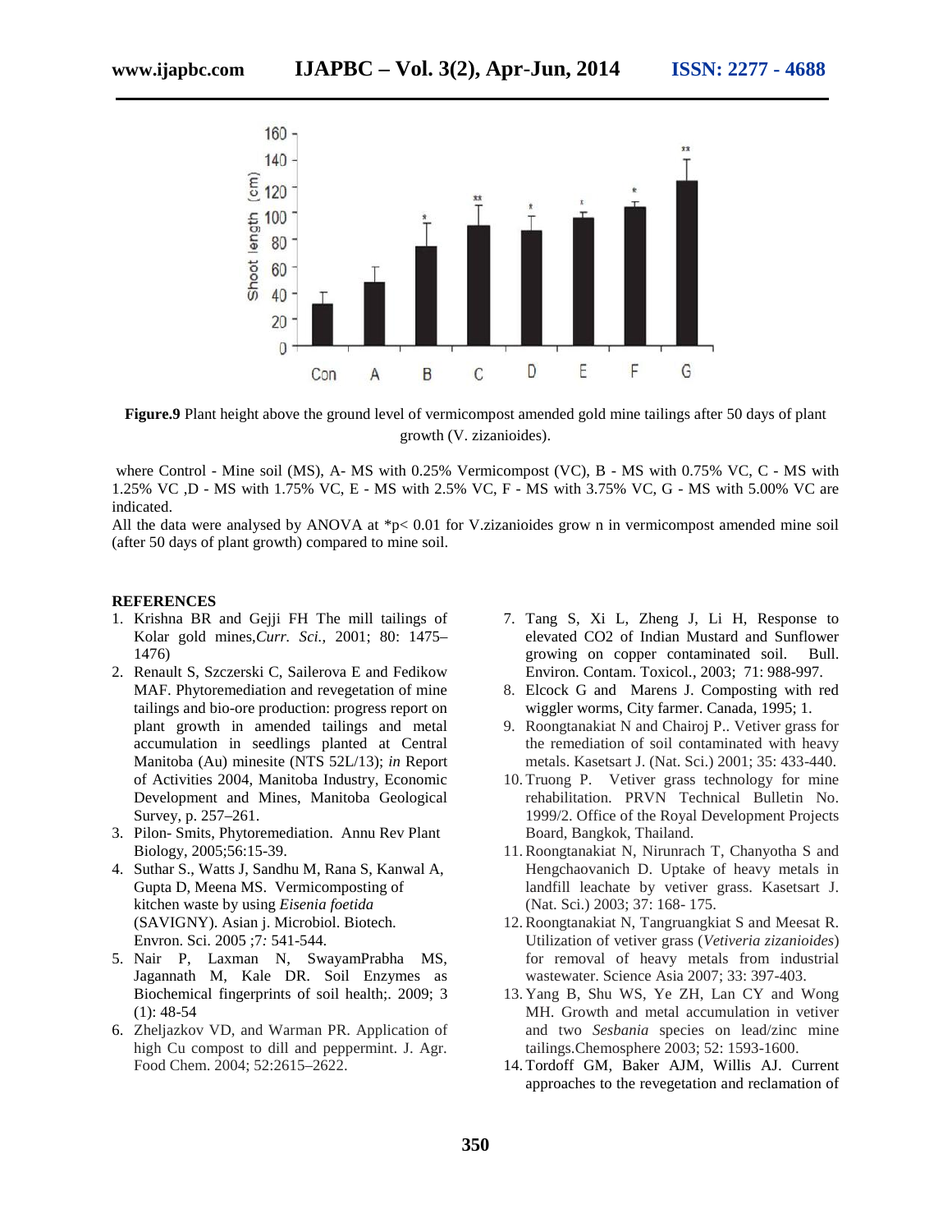**Figure.9** Plant height above the ground level of vermicompost amended gold mine tailings after 50 days of plant growth (V. zizanioides).

where Control - Mine soil (MS), A- MS with 0.25% Vermicompost (VC), B - MS with 0.75% VC, C - MS with 1.25% VC ,D - MS with 1.75% VC, E - MS with 2.5% VC, F - MS with 3.75% VC, G - MS with 5.00% VC are indicated.

All the data were analysed by ANOVA at *p< 0.01 for V.zizanioides grow n in vermicompost amended mine soil (after 50 days of plant growth) compared to mine soil.

## REFERENCES

1. Krishna BR and Gejji FH The mill tailings of Kolar gold mines,*Curr. Sci.*, 2001; 80: 1475–1476)
2. Renault S, Szczerski C, Sailerova E and Fedikow MAF. Phytoremediation and revegetation of mine tailings and bio-ore production: progress report on plant growth in amended tailings and metal accumulation in seedlings planted at Central Manitoba (Au) minesite (NTS 52L/13); *in* Report of Activities 2004, Manitoba Industry, Economic Development and Mines, Manitoba Geological Survey, p. 257–261.
3. Pilon- Smits, Phytoremediation. Annu Rev Plant Biology, 2005;56:15-39.
4. Suthar S., Watts J, Sandhu M, Rana S, Kanwal A, Gupta D, Meena MS. Vermicomposting of kitchen waste by using *Eisenia foetida* (SAVIGNY). Asian j. Microbiol. Biotech. Envron. Sci. 2005 ;7*:* 541-544.
5. Nair P, Laxman N, SwayamPrabha MS, Jagannath M, Kale DR. Soil Enzymes as Biochemical fingerprints of soil health;. 2009; 3 (1): 48-54
6. Zheljazkov VD, and Warman PR. Application of high Cu compost to dill and peppermint. J. Agr. Food Chem. 2004; 52:2615–2622.
7. Tang S, Xi L, Zheng J, Li H, Response to elevated CO2 of Indian Mustard and Sunflower growing on copper contaminated soil. Bull. Environ. Contam. Toxicol., 2003; 71: 988-997.
8. Elcock G and Marens J. Composting with red wiggler worms, City farmer. Canada, 1995; 1.
9. Roongtanakiat N and Chairoj P.. Vetiver grass for the remediation of soil contaminated with heavy metals. Kasetsart J. (Nat. Sci.) 2001; 35: 433-440.
10. Truong P. Vetiver grass technology for mine rehabilitation. PRVN Technical Bulletin No. 1999/2. Office of the Royal Development Projects Board, Bangkok, Thailand.
11. Roongtanakiat N, Nirunrach T, Chanyotha S and Hengchaovanich D. Uptake of heavy metals in landfill leachate by vetiver grass. Kasetsart J. (Nat. Sci.) 2003; 37: 168- 175.
12. Roongtanakiat N, Tangruangkiat S and Meesat R. Utilization of vetiver grass (*Vetiveria zizanioides*) for removal of heavy metals from industrial wastewater. Science Asia 2007; 33: 397-403.
13. Yang B, Shu WS, Ye ZH, Lan CY and Wong MH. Growth and metal accumulation in vetiver and two *Sesbania* species on lead/zinc mine tailings.Chemosphere 2003; 52: 1593-1600.
14. Tordoff GM, Baker AJM, Willis AJ. Current approaches to the revegetation and reclamation of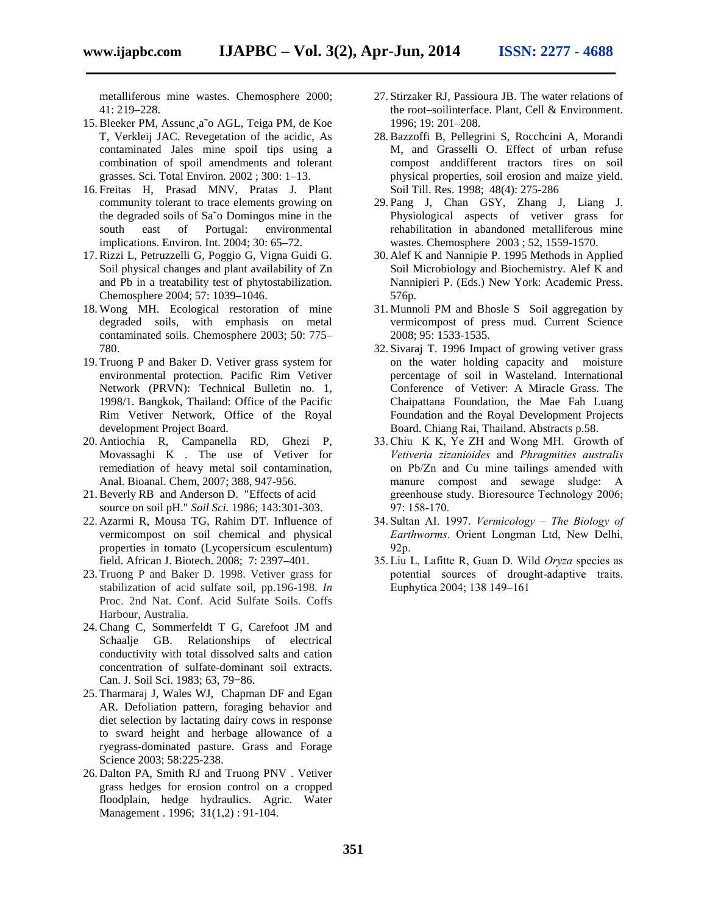metalliferous mine wastes. Chemosphere 2000; 41: 219–228.

15. Bleeker PM, Assunc¸a˜o AGL, Teiga PM, de Koe T, Verkleij JAC. Revegetation of the acidic, As contaminated Jales mine spoil tips using a combination of spoil amendments and tolerant grasses. Sci. Total Environ. 2002 ; 300: 1–13.
16. Freitas H, Prasad MNV, Pratas J. Plant community tolerant to trace elements growing on the degraded soils of Sa˜o Domingos mine in the south east of Portugal: environmental implications. Environ. Int. 2004; 30: 65–72.
17. Rizzi L, Petruzzelli G, Poggio G, Vigna Guidi G. Soil physical changes and plant availability of Zn and Pb in a treatability test of phytostabilization. Chemosphere 2004; 57: 1039–1046.
18. Wong MH. Ecological restoration of mine degraded soils, with emphasis on metal contaminated soils. Chemosphere 2003; 50: 775–780.
19. Truong P and Baker D. Vetiver grass system for environmental protection. Pacific Rim Vetiver Network (PRVN): Technical Bulletin no. 1, 1998/1. Bangkok, Thailand: Office of the Pacific Rim Vetiver Network, Office of the Royal development Project Board.
20. Antiochia R, Campanella RD, Ghezi P, Movassaghi K . The use of Vetiver for remediation of heavy metal soil contamination, Anal. Bioanal. Chem, 2007; 388, 947-956.
21. Beverly RB and Anderson D. "Effects of acid source on soil pH." *Soil Sci.* 1986; 143:301-303.
22. Azarmi R, Mousa TG, Rahim DT. Influence of vermicompost on soil chemical and physical properties in tomato (Lycopersicum esculentum) field. African J. Biotech. 2008; 7: 2397–401.
23. Truong P and Baker D. 1998. Vetiver grass for stabilization of acid sulfate soil, pp.196-198. *In* Proc. 2nd Nat. Conf. Acid Sulfate Soils. Coffs Harbour, Australia.
24. Chang C, Sommerfeldt T G, Carefoot JM and Schaalje GB. Relationships of electrical conductivity with total dissolved salts and cation concentration of sulfate-dominant soil extracts. Can. J. Soil Sci. 1983; 63, 79−86.
25. Tharmaraj J, Wales WJ, Chapman DF and Egan AR. Defoliation pattern, foraging behavior and diet selection by lactating dairy cows in response to sward height and herbage allowance of a ryegrass-dominated pasture. Grass and Forage Science 2003; 58:225-238.
26. Dalton PA, Smith RJ and Truong PNV . Vetiver grass hedges for erosion control on a cropped floodplain, hedge hydraulics. Agric. Water Management . 1996; 31(1,2) : 91-104.
27. Stirzaker RJ, Passioura JB. The water relations of the root–soilinterface. Plant, Cell & Environment. 1996; 19: 201–208.
28. Bazzoffi B, Pellegrini S, Rocchcini A, Morandi M, and Grasselli O. Effect of urban refuse compost anddifferent tractors tires on soil physical properties, soil erosion and maize yield. Soil Till. Res. 1998; 48(4): 275-286
29. Pang J, Chan GSY, Zhang J, Liang J. Physiological aspects of vetiver grass for rehabilitation in abandoned metalliferous mine wastes. Chemosphere 2003 ; 52, 1559-1570.
30. Alef K and Nannipie P. 1995 Methods in Applied Soil Microbiology and Biochemistry. Alef K and Nannipieri P. (Eds.) New York: Academic Press. 576p.
31. Munnoli PM and Bhosle S Soil aggregation by vermicompost of press mud. Current Science 2008; 95: 1533-1535.
32. Sivaraj T. 1996 Impact of growing vetiver grass on the water holding capacity and moisture percentage of soil in Wasteland. International Conference of Vetiver: A Miracle Grass. The Chaipattana Foundation, the Mae Fah Luang Foundation and the Royal Development Projects Board. Chiang Rai, Thailand. Abstracts p.58.
33. Chiu K K, Ye ZH and Wong MH. Growth of *Vetiveria zizanioides* and *Phragmities australis* on Pb/Zn and Cu mine tailings amended with manure compost and sewage sludge: A greenhouse study. Bioresource Technology 2006; 97: 158-170.
34. Sultan AI. 1997. *Vermicology – The Biology of Earthworms*. Orient Longman Ltd, New Delhi, 92p.
35. Liu L, Lafitte R, Guan D. Wild *Oryza* species as potential sources of drought-adaptive traits. Euphytica 2004; 138 149–161